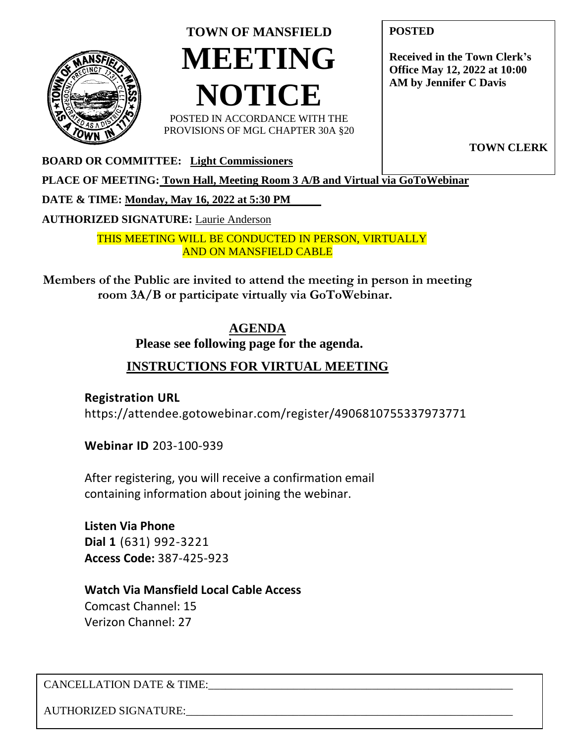# TOWN OF MANSFIELD

# MEETING NOTICE

POSTED IN ACCORDANCE WITH THE PROVISIONS OF MGL CHAPTER 30A §20

**POSTED**

**Received in the Town Clerk's Office May 12, 2022 at 10:00 AM by Jennifer C Davis**

**TOWN CLERK**

**BOARD OR COMMITTEE:** **Light Commissioners**

**PLACE OF MEETING:** **Town Hall, Meeting Room 3 A/B and Virtual via GoToWebinar**

**DATE & TIME:** **Monday, May 16, 2022 at 5:30 PM**

**AUTHORIZED SIGNATURE:** Laurie Anderson

THIS MEETING WILL BE CONDUCTED IN PERSON, VIRTUALLY AND ON MANSFIELD CABLE

**Members of the Public are invited to attend the meeting in person in meeting room 3A/B or participate virtually via GoToWebinar.**

## AGENDA

**Please see following page for the agenda.**

## INSTRUCTIONS FOR VIRTUAL MEETING

**Registration URL**
https://attendee.gotowebinar.com/register/4906810755337973771

**Webinar ID** 203-100-939

After registering, you will receive a confirmation email containing information about joining the webinar.

**Listen Via Phone**
**Dial 1** (631) 992-3221
**Access Code:** 387-425-923

**Watch Via Mansfield Local Cable Access**
Comcast Channel: 15
Verizon Channel: 27

CANCELLATION DATE & TIME:\_\_\_\_\_\_\_\_\_\_\_\_\_\_\_\_\_\_\_\_\_\_\_\_\_\_\_\_\_\_\_\_\_\_\_\_\_\_\_\_\_\_\_\_\_\_\_\_\_\_

AUTHORIZED SIGNATURE:\_\_\_\_\_\_\_\_\_\_\_\_\_\_\_\_\_\_\_\_\_\_\_\_\_\_\_\_\_\_\_\_\_\_\_\_\_\_\_\_\_\_\_\_\_\_\_\_\_\_\_\_\_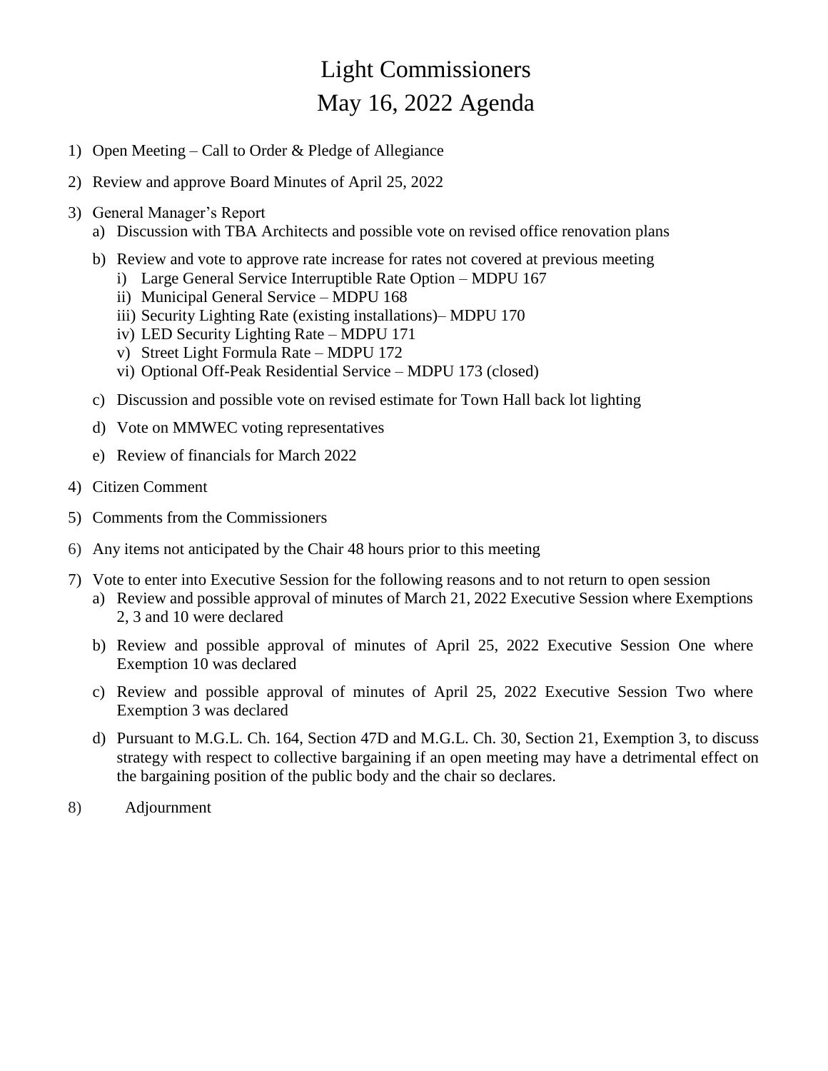# Light Commissioners
# May 16, 2022 Agenda

1) Open Meeting – Call to Order & Pledge of Allegiance

2) Review and approve Board Minutes of April 25, 2022

3) General Manager's Report
   a) Discussion with TBA Architects and possible vote on revised office renovation plans
   b) Review and vote to approve rate increase for rates not covered at previous meeting
      i) Large General Service Interruptible Rate Option – MDPU 167
      ii) Municipal General Service – MDPU 168
      iii) Security Lighting Rate (existing installations)– MDPU 170
      iv) LED Security Lighting Rate – MDPU 171
      v) Street Light Formula Rate – MDPU 172
      vi) Optional Off-Peak Residential Service – MDPU 173 (closed)
   c) Discussion and possible vote on revised estimate for Town Hall back lot lighting
   d) Vote on MMWEC voting representatives
   e) Review of financials for March 2022

4) Citizen Comment

5) Comments from the Commissioners

6) Any items not anticipated by the Chair 48 hours prior to this meeting

7) Vote to enter into Executive Session for the following reasons and to not return to open session
   a) Review and possible approval of minutes of March 21, 2022 Executive Session where Exemptions 2, 3 and 10 were declared
   b) Review and possible approval of minutes of April 25, 2022 Executive Session One where Exemption 10 was declared
   c) Review and possible approval of minutes of April 25, 2022 Executive Session Two where Exemption 3 was declared
   d) Pursuant to M.G.L. Ch. 164, Section 47D and M.G.L. Ch. 30, Section 21, Exemption 3, to discuss strategy with respect to collective bargaining if an open meeting may have a detrimental effect on the bargaining position of the public body and the chair so declares.

8) Adjournment